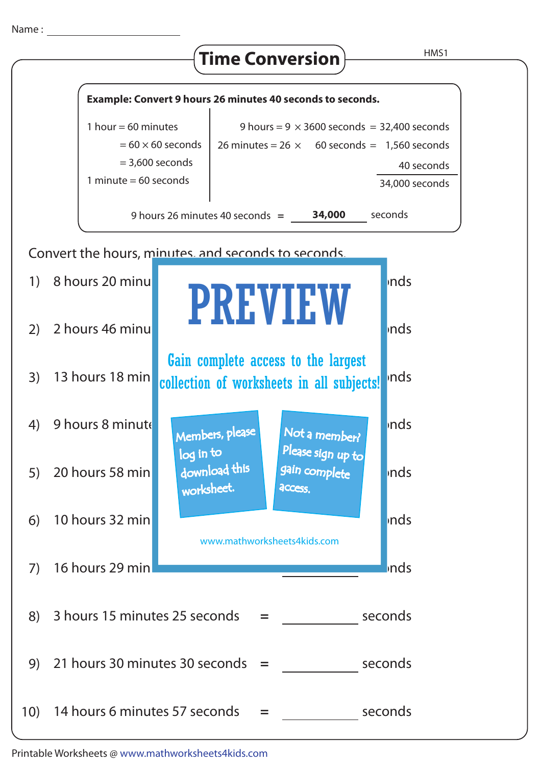Name : ____________________

# Time Conversion

HMS1

**Example: Convert 9 hours 26 minutes 40 seconds to seconds.**

| | |
|---|---|
| 1 hour = 60 minutes | 9 hours = $9 \times 3600$ seconds = 32,400 seconds |
| = $60 \times 60$ seconds | 26 minutes = $26 \times 60$ seconds = 1,560 seconds |
| = 3,600 seconds | 40 seconds |
| 1 minute = 60 seconds | 34,000 seconds |

9 hours 26 minutes 40 seconds = **34,000** seconds

Convert the hours, minutes, and seconds to seconds.

1) 8 hours 20 minu... = ________ seconds

2) 2 hours 46 minu... = ________ seconds

3) 13 hours 18 min... = ________ seconds

4) 9 hours 8 minute... = ________ seconds

5) 20 hours 58 min... = ________ seconds

6) 10 hours 32 min... = ________ seconds

7) 16 hours 29 min... = ________ seconds

8) 3 hours 15 minutes 25 seconds = ________ seconds

9) 21 hours 30 minutes 30 seconds = ________ seconds

10) 14 hours 6 minutes 57 seconds = ________ seconds

PREVIEW

Gain complete access to the largest collection of worksheets in all subjects!

Members, please log in to download this worksheet.

Not a member? Please sign up to gain complete access.

www.mathworksheets4kids.com

Printable Worksheets @ www.mathworksheets4kids.com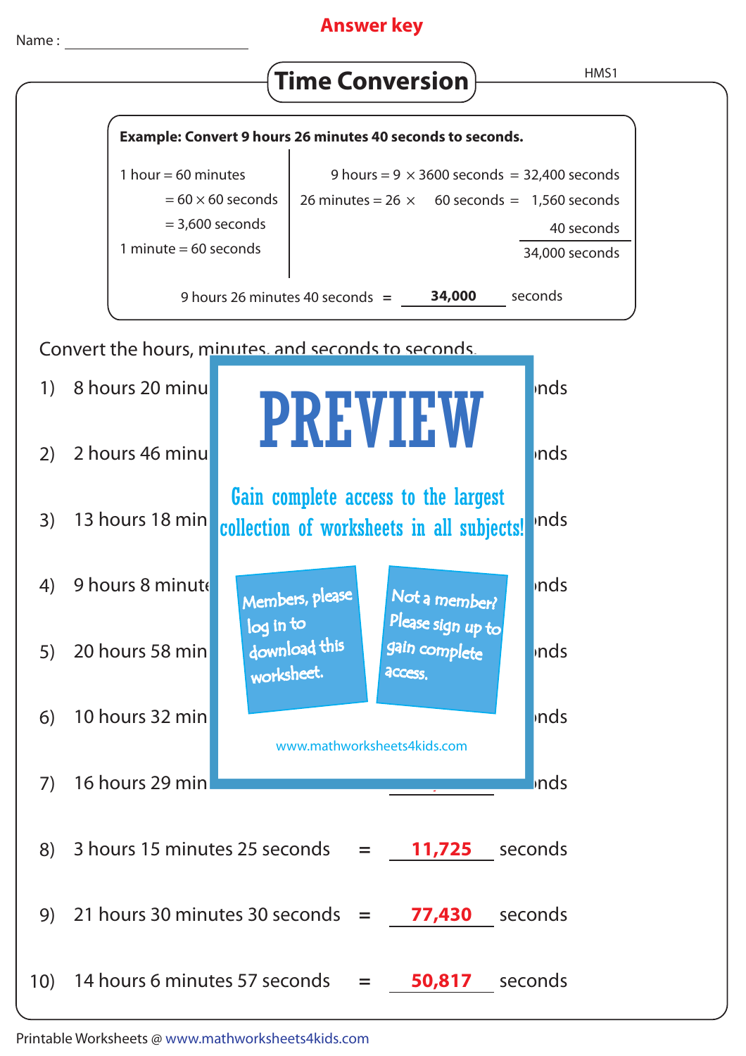**Answer key**

Name : ____________________

# Time Conversion

HMS1

**Example: Convert 9 hours 26 minutes 40 seconds to seconds.**

1 hour = 60 minutes
= $60 \times 60$ seconds
= 3,600 seconds
1 minute = 60 seconds

9 hours = $9 \times 3600$ seconds = 32,400 seconds
26 minutes = $26 \times 60$ seconds = 1,560 seconds
40 seconds
34,000 seconds

9 hours 26 minutes 40 seconds = **34,000** seconds

Convert the hours, minutes, and seconds to seconds.

1) 8 hours 20 minu ... nds

2) 2 hours 46 minu ... nds

3) 13 hours 18 min ... nds

4) 9 hours 8 minute ... nds

5) 20 hours 58 min ... nds

6) 10 hours 32 min ... nds

7) 16 hours 29 min ... nds

8) 3 hours 15 minutes 25 seconds = **11,725** seconds

9) 21 hours 30 minutes 30 seconds = **77,430** seconds

10) 14 hours 6 minutes 57 seconds = **50,817** seconds

PREVIEW

Gain complete access to the largest collection of worksheets in all subjects!

Members, please log in to download this worksheet.

Not a member? Please sign up to gain complete access.

www.mathworksheets4kids.com

Printable Worksheets @ www.mathworksheets4kids.com